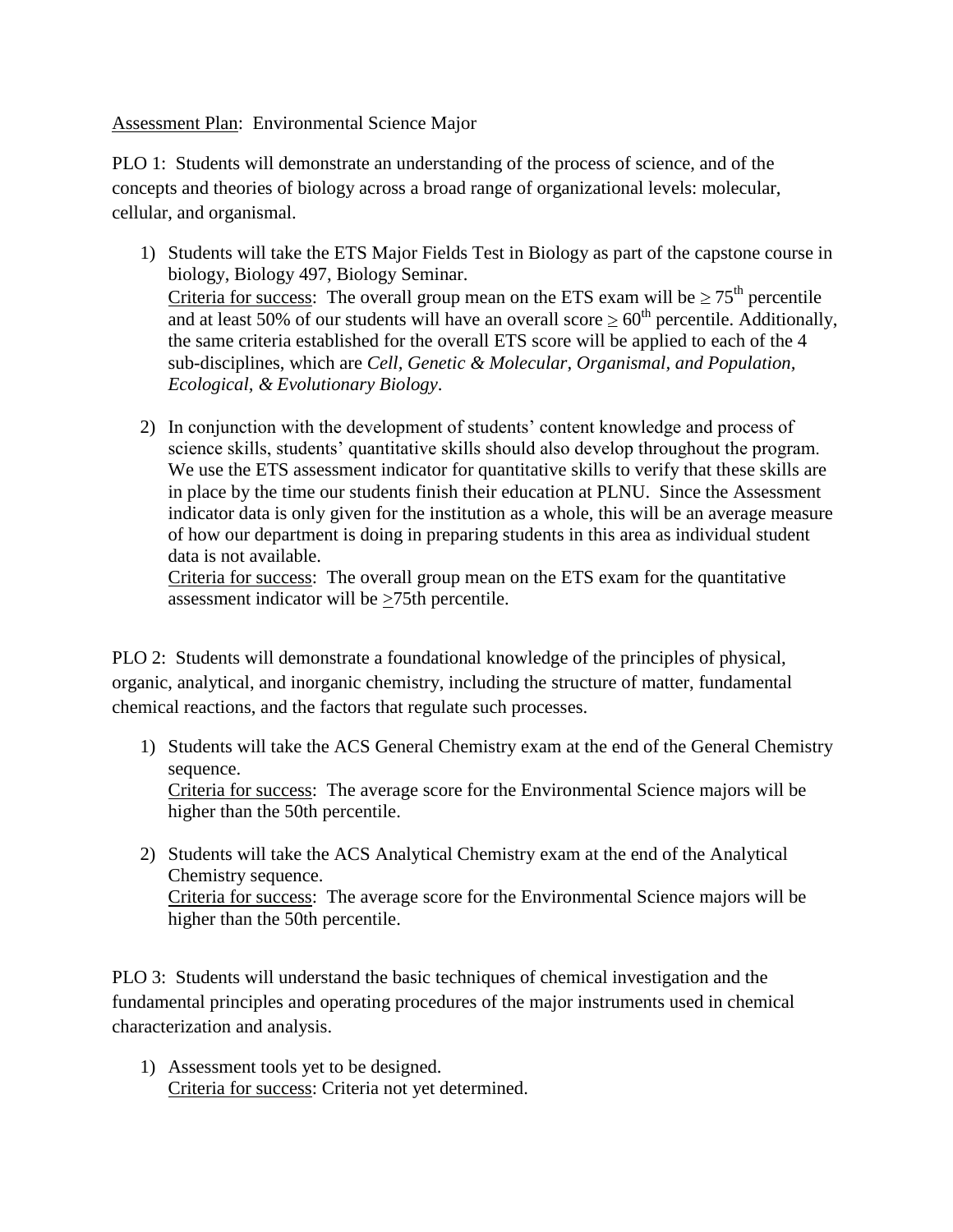Assessment Plan: Environmental Science Major

PLO 1: Students will demonstrate an understanding of the process of science, and of the concepts and theories of biology across a broad range of organizational levels: molecular, cellular, and organismal.

1) Students will take the ETS Major Fields Test in Biology as part of the capstone course in biology, Biology 497, Biology Seminar.
   Criteria for success: The overall group mean on the ETS exam will be $\geq 75^{th}$ percentile and at least 50% of our students will have an overall score $\geq 60^{th}$ percentile. Additionally, the same criteria established for the overall ETS score will be applied to each of the 4 sub-disciplines, which are *Cell, Genetic & Molecular, Organismal, and Population, Ecological, & Evolutionary Biology*.

2) In conjunction with the development of students' content knowledge and process of science skills, students' quantitative skills should also develop throughout the program. We use the ETS assessment indicator for quantitative skills to verify that these skills are in place by the time our students finish their education at PLNU. Since the Assessment indicator data is only given for the institution as a whole, this will be an average measure of how our department is doing in preparing students in this area as individual student data is not available.
   Criteria for success: The overall group mean on the ETS exam for the quantitative assessment indicator will be $\geq$75th percentile.

PLO 2: Students will demonstrate a foundational knowledge of the principles of physical, organic, analytical, and inorganic chemistry, including the structure of matter, fundamental chemical reactions, and the factors that regulate such processes.

1) Students will take the ACS General Chemistry exam at the end of the General Chemistry sequence.
   Criteria for success: The average score for the Environmental Science majors will be higher than the 50th percentile.

2) Students will take the ACS Analytical Chemistry exam at the end of the Analytical Chemistry sequence.
   Criteria for success: The average score for the Environmental Science majors will be higher than the 50th percentile.

PLO 3: Students will understand the basic techniques of chemical investigation and the fundamental principles and operating procedures of the major instruments used in chemical characterization and analysis.

1) Assessment tools yet to be designed.
   Criteria for success: Criteria not yet determined.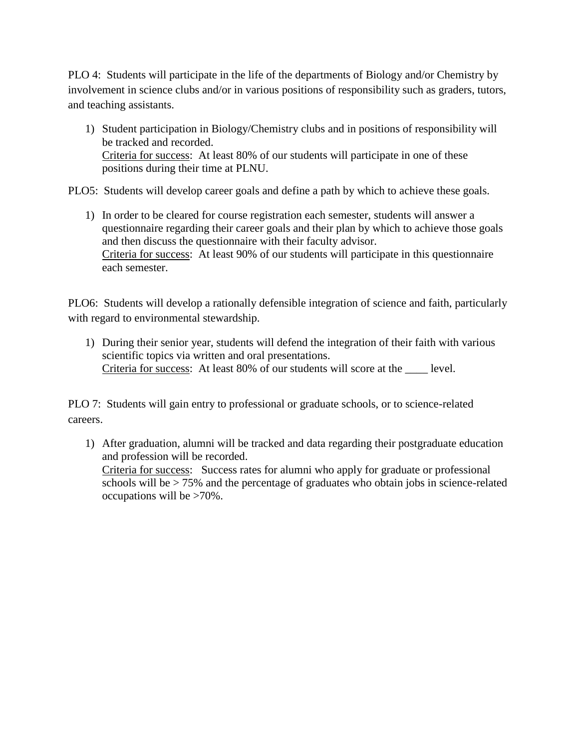PLO 4: Students will participate in the life of the departments of Biology and/or Chemistry by involvement in science clubs and/or in various positions of responsibility such as graders, tutors, and teaching assistants.

1) Student participation in Biology/Chemistry clubs and in positions of responsibility will be tracked and recorded.
   <u>Criteria for success</u>: At least 80% of our students will participate in one of these positions during their time at PLNU.

PLO5: Students will develop career goals and define a path by which to achieve these goals.

1) In order to be cleared for course registration each semester, students will answer a questionnaire regarding their career goals and their plan by which to achieve those goals and then discuss the questionnaire with their faculty advisor.
   <u>Criteria for success</u>: At least 90% of our students will participate in this questionnaire each semester.

PLO6: Students will develop a rationally defensible integration of science and faith, particularly with regard to environmental stewardship.

1) During their senior year, students will defend the integration of their faith with various scientific topics via written and oral presentations.
   <u>Criteria for success</u>: At least 80% of our students will score at the ____ level.

PLO 7: Students will gain entry to professional or graduate schools, or to science-related careers.

1) After graduation, alumni will be tracked and data regarding their postgraduate education and profession will be recorded.
   <u>Criteria for success</u>: Success rates for alumni who apply for graduate or professional schools will be > 75% and the percentage of graduates who obtain jobs in science-related occupations will be >70%.